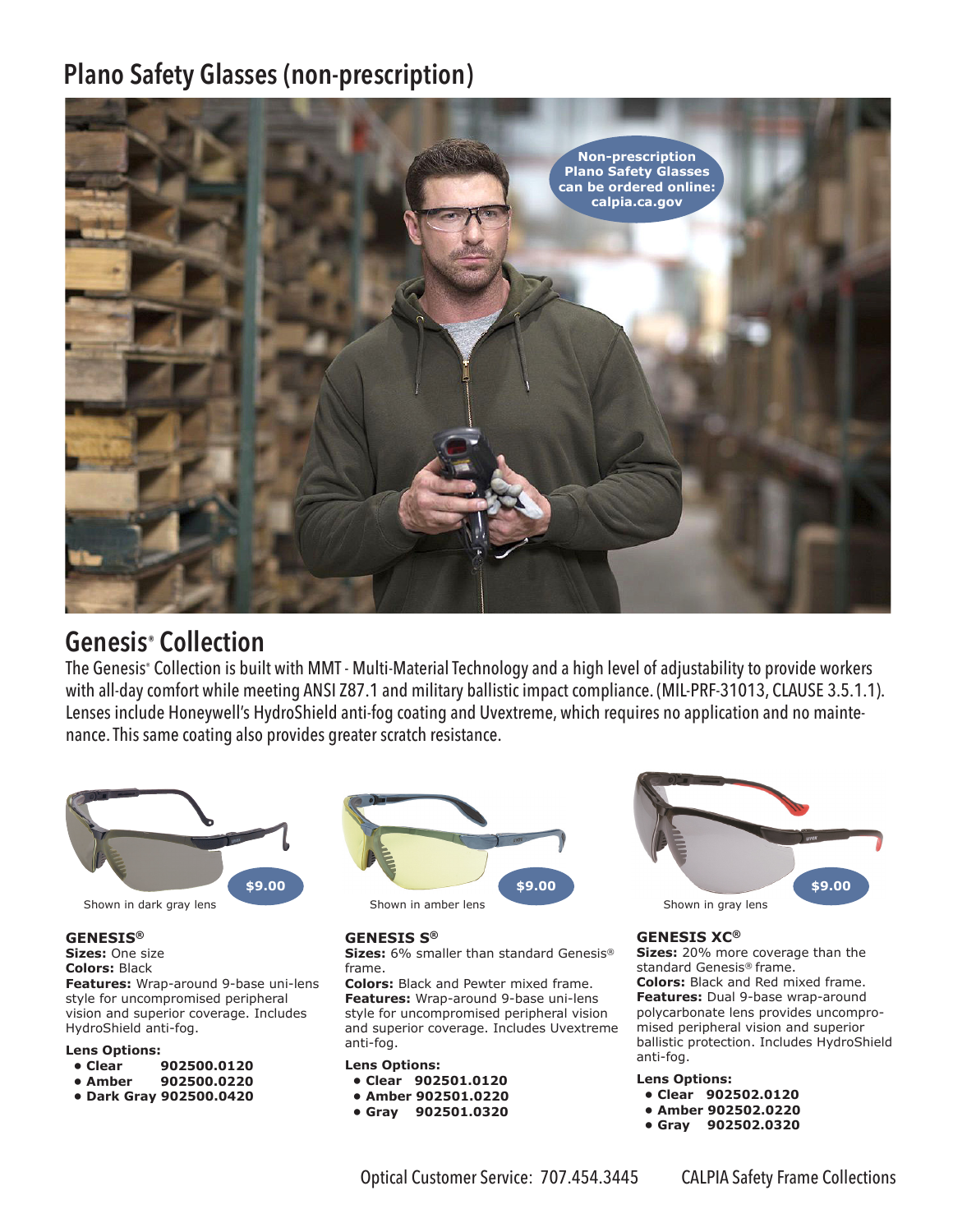# Plano Safety Glasses (non-prescription)

Non-prescription Plano Safety Glasses can be ordered online: calpia.ca.gov

## Genesis® Collection

The Genesis® Collection is built with MMT - Multi-Material Technology and a high level of adjustability to provide workers with all-day comfort while meeting ANSI Z87.1 and military ballistic impact compliance. (MIL-PRF-31013, CLAUSE 3.5.1.1). Lenses include Honeywell's HydroShield anti-fog coating and Uvextreme, which requires no application and no maintenance. This same coating also provides greater scratch resistance.

$9.00

Shown in dark gray lens

### GENESIS®

**Sizes:** One size
**Colors:** Black
**Features:** Wrap-around 9-base uni-lens style for uncompromised peripheral vision and superior coverage. Includes HydroShield anti-fog.

**Lens Options:**

- **Clear 902500.0120**
- **Amber 902500.0220**
- **Dark Gray 902500.0420**

$9.00

Shown in amber lens

### GENESIS S®

**Sizes:** 6% smaller than standard Genesis® frame.
**Colors:** Black and Pewter mixed frame.
**Features:** Wrap-around 9-base uni-lens style for uncompromised peripheral vision and superior coverage. Includes Uvextreme anti-fog.

**Lens Options:**

- **Clear 902501.0120**
- **Amber 902501.0220**
- **Gray 902501.0320**

$9.00

Shown in gray lens

### GENESIS XC®

**Sizes:** 20% more coverage than the standard Genesis® frame.
**Colors:** Black and Red mixed frame.
**Features:** Dual 9-base wrap-around polycarbonate lens provides uncompromised peripheral vision and superior ballistic protection. Includes HydroShield anti-fog.

**Lens Options:**

- **Clear 902502.0120**
- **Amber 902502.0220**
- **Gray 902502.0320**

Optical Customer Service: 707.454.3445

CALPIA Safety Frame Collections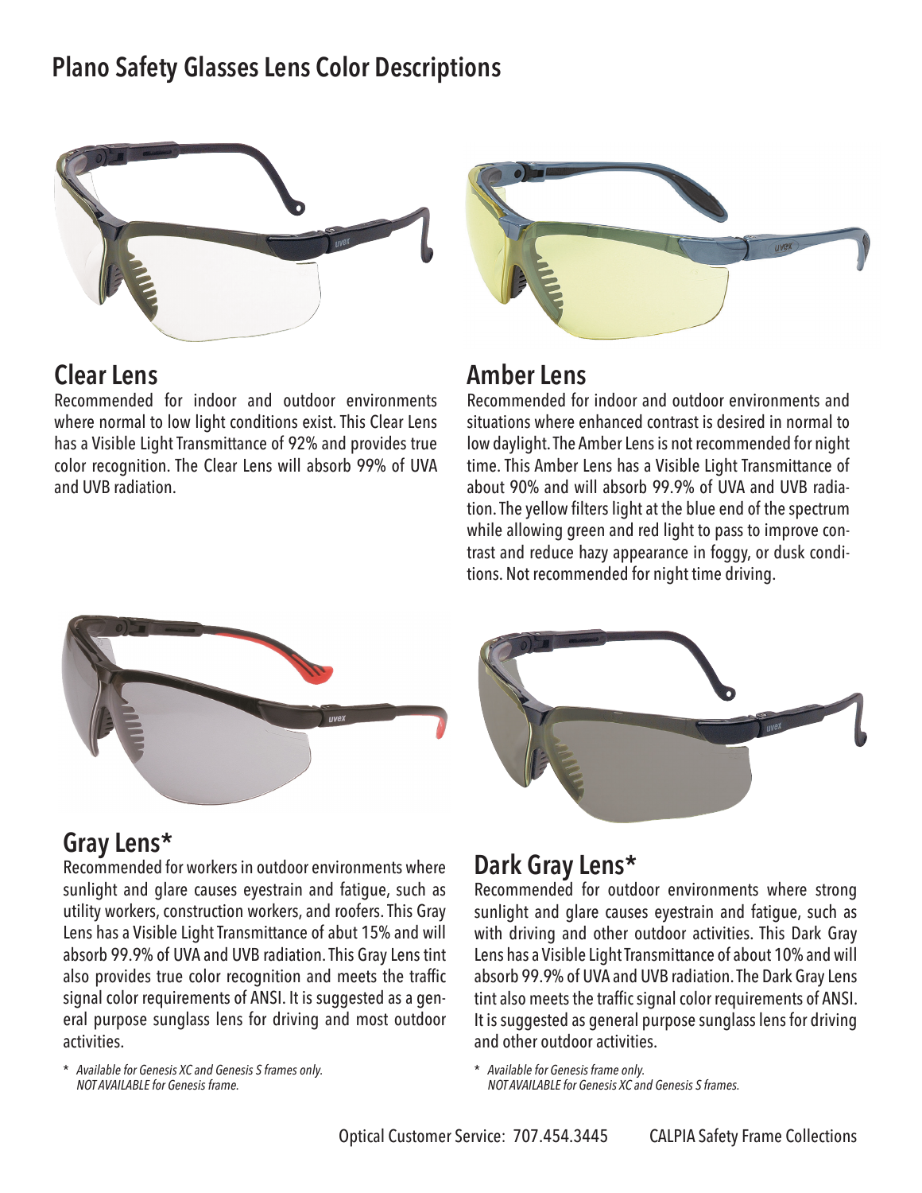# Plano Safety Glasses Lens Color Descriptions

## Clear Lens

Recommended for indoor and outdoor environments where normal to low light conditions exist. This Clear Lens has a Visible Light Transmittance of 92% and provides true color recognition. The Clear Lens will absorb 99% of UVA and UVB radiation.

## Amber Lens

Recommended for indoor and outdoor environments and situations where enhanced contrast is desired in normal to low daylight. The Amber Lens is not recommended for night time. This Amber Lens has a Visible Light Transmittance of about 90% and will absorb 99.9% of UVA and UVB radiation. The yellow filters light at the blue end of the spectrum while allowing green and red light to pass to improve contrast and reduce hazy appearance in foggy, or dusk conditions. Not recommended for night time driving.

## Gray Lens*

Recommended for workers in outdoor environments where sunlight and glare causes eyestrain and fatigue, such as utility workers, construction workers, and roofers. This Gray Lens has a Visible Light Transmittance of abut 15% and will absorb 99.9% of UVA and UVB radiation. This Gray Lens tint also provides true color recognition and meets the traffic signal color requirements of ANSI. It is suggested as a general purpose sunglass lens for driving and most outdoor activities.

\* *Available for Genesis XC and Genesis S frames only.*
*NOT AVAILABLE for Genesis frame.*

## Dark Gray Lens*

Recommended for outdoor environments where strong sunlight and glare causes eyestrain and fatigue, such as with driving and other outdoor activities. This Dark Gray Lens has a Visible Light Transmittance of about 10% and will absorb 99.9% of UVA and UVB radiation. The Dark Gray Lens tint also meets the traffic signal color requirements of ANSI. It is suggested as general purpose sunglass lens for driving and other outdoor activities.

\* *Available for Genesis frame only.*
*NOT AVAILABLE for Genesis XC and Genesis S frames.*